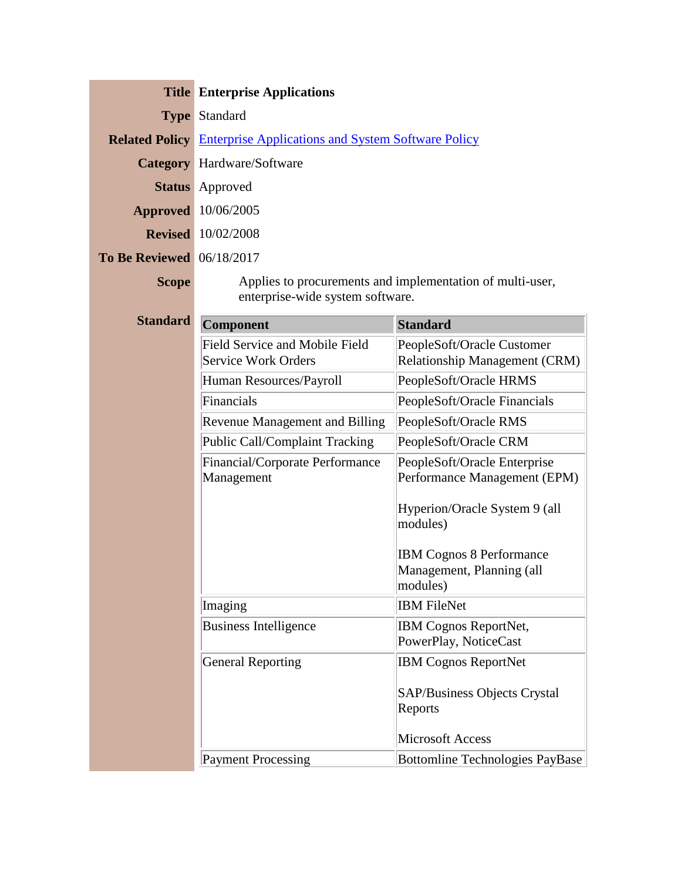| | |
|---|---|
| **Title** | **Enterprise Applications** |
| **Type** | Standard |
| **Related Policy** | Enterprise Applications and System Software Policy |
| **Category** | Hardware/Software |
| **Status** | Approved |
| **Approved** | 10/06/2005 |
| **Revised** | 10/02/2008 |
| **To Be Reviewed** | 06/18/2017 |
| **Scope** | Applies to procurements and implementation of multi-user, enterprise-wide system software. |

**Standard**

| Component | Standard |
|---|---|
| Field Service and Mobile Field Service Work Orders | PeopleSoft/Oracle Customer Relationship Management (CRM) |
| Human Resources/Payroll | PeopleSoft/Oracle HRMS |
| Financials | PeopleSoft/Oracle Financials |
| Revenue Management and Billing | PeopleSoft/Oracle RMS |
| Public Call/Complaint Tracking | PeopleSoft/Oracle CRM |
| Financial/Corporate Performance Management | PeopleSoft/Oracle Enterprise Performance Management (EPM)<br><br>Hyperion/Oracle System 9 (all modules)<br><br>IBM Cognos 8 Performance Management, Planning (all modules) |
| Imaging | IBM FileNet |
| Business Intelligence | IBM Cognos ReportNet, PowerPlay, NoticeCast |
| General Reporting | IBM Cognos ReportNet<br><br>SAP/Business Objects Crystal Reports<br><br>Microsoft Access |
| Payment Processing | Bottomline Technologies PayBase |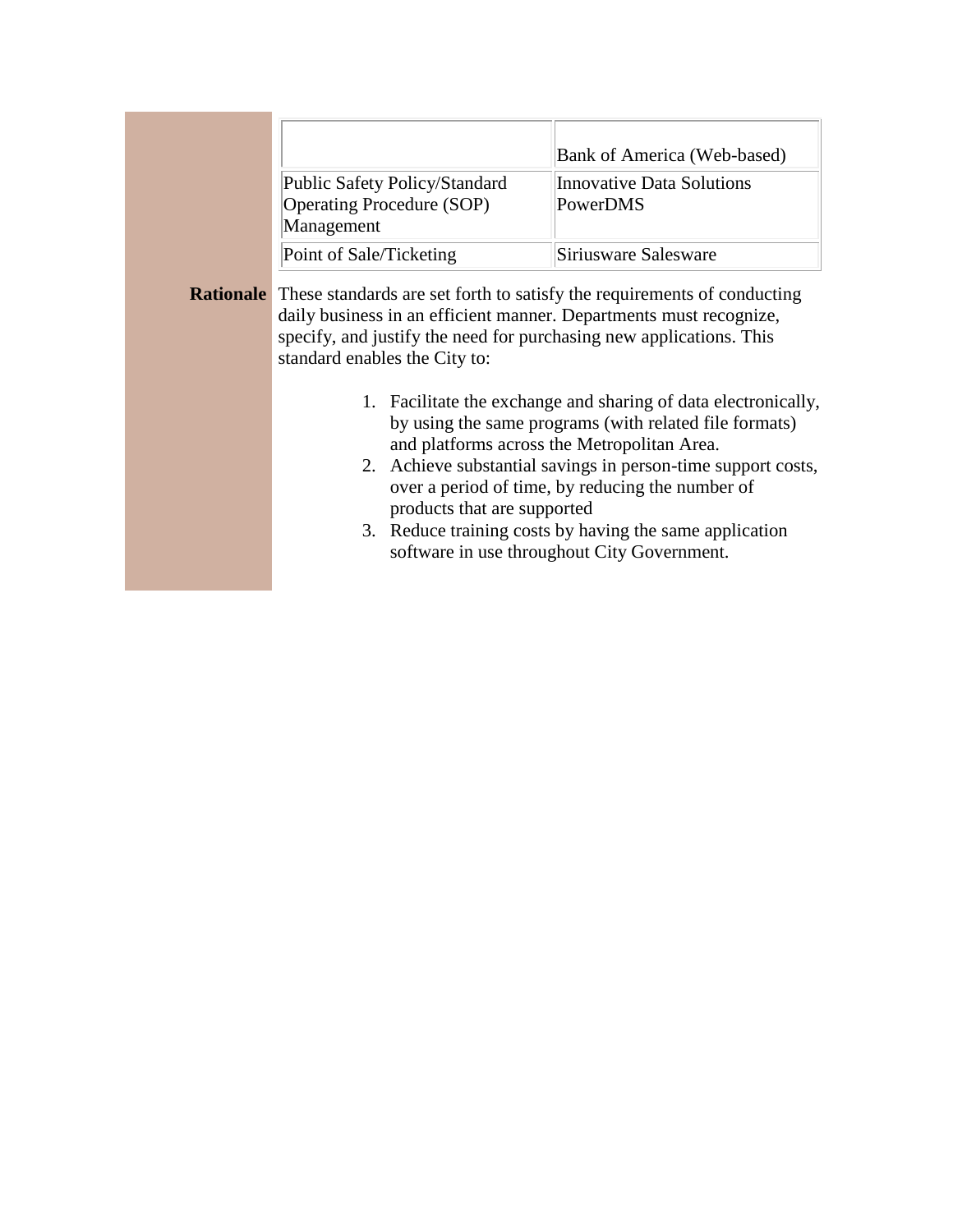| | |
|---|---|
| | Bank of America (Web-based) |
| Public Safety Policy/Standard Operating Procedure (SOP) Management | Innovative Data Solutions PowerDMS |
| Point of Sale/Ticketing | Siriusware Salesware |

**Rationale** These standards are set forth to satisfy the requirements of conducting daily business in an efficient manner. Departments must recognize, specify, and justify the need for purchasing new applications. This standard enables the City to:

1. Facilitate the exchange and sharing of data electronically, by using the same programs (with related file formats) and platforms across the Metropolitan Area.
2. Achieve substantial savings in person-time support costs, over a period of time, by reducing the number of products that are supported
3. Reduce training costs by having the same application software in use throughout City Government.